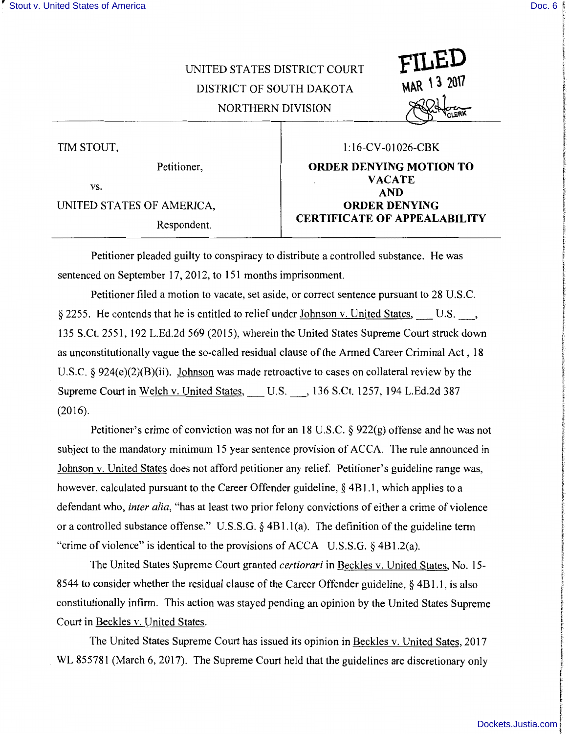UNITED STATES DISTRICT COURT
DISTRICT OF SOUTH DAKOTA
NORTHERN DIVISION

FILED
MAR 13 2017
CLERK

| | |
|---|---|
| TIM STOUT,<br><br>Petitioner,<br><br>vs.<br><br>UNITED STATES OF AMERICA,<br><br>Respondent. | 1:16-CV-01026-CBK<br><br>**ORDER DENYING MOTION TO VACATE AND ORDER DENYING CERTIFICATE OF APPEALABILITY** |

Petitioner pleaded guilty to conspiracy to distribute a controlled substance. He was sentenced on September 17, 2012, to 151 months imprisonment.

Petitioner filed a motion to vacate, set aside, or correct sentence pursuant to 28 U.S.C. § 2255. He contends that he is entitled to relief under Johnson v. United States, ___ U.S. ___, 135 S.Ct. 2551, 192 L.Ed.2d 569 (2015), wherein the United States Supreme Court struck down as unconstitutionally vague the so-called residual clause of the Armed Career Criminal Act , 18 U.S.C. § 924(e)(2)(B)(ii). Johnson was made retroactive to cases on collateral review by the Supreme Court in Welch v. United States, ___ U.S. ___, 136 S.Ct. 1257, 194 L.Ed.2d 387 (2016).

Petitioner's crime of conviction was not for an 18 U.S.C. § 922(g) offense and he was not subject to the mandatory minimum 15 year sentence provision of ACCA. The rule announced in Johnson v. United States does not afford petitioner any relief. Petitioner's guideline range was, however, calculated pursuant to the Career Offender guideline, § 4B1.1, which applies to a defendant who, *inter alia*, "has at least two prior felony convictions of either a crime of violence or a controlled substance offense." U.S.S.G. § 4B1.1(a). The definition of the guideline term "crime of violence" is identical to the provisions of ACCA U.S.S.G. § 4B1.2(a).

The United States Supreme Court granted *certiorari* in Beckles v. United States, No. 15-8544 to consider whether the residual clause of the Career Offender guideline, § 4B1.1, is also constitutionally infirm. This action was stayed pending an opinion by the United States Supreme Court in Beckles v. United States.

The United States Supreme Court has issued its opinion in Beckles v. United Sates, 2017 WL 855781 (March 6, 2017). The Supreme Court held that the guidelines are discretionary only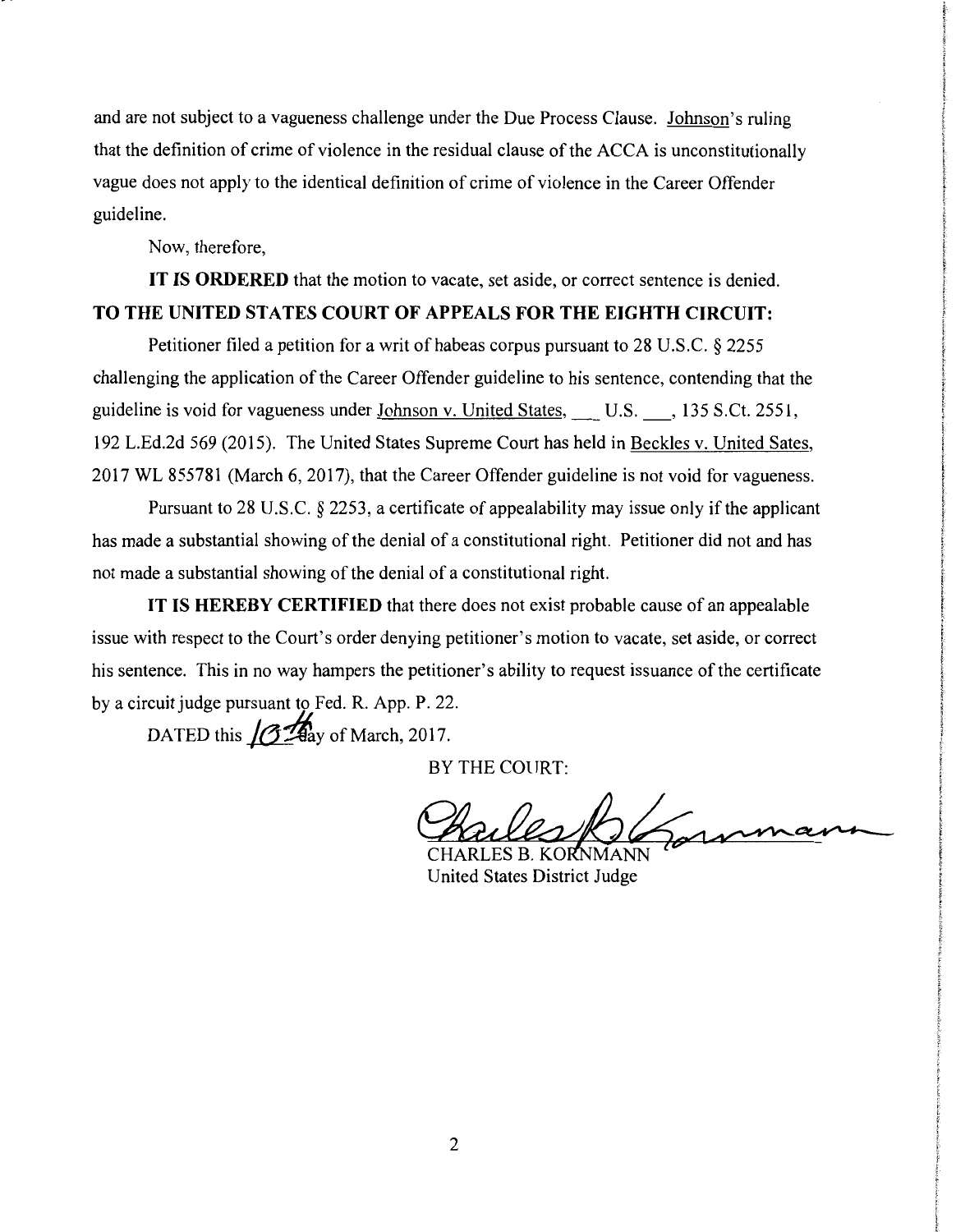and are not subject to a vagueness challenge under the Due Process Clause. Johnson's ruling that the definition of crime of violence in the residual clause of the ACCA is unconstitutionally vague does not apply to the identical definition of crime of violence in the Career Offender guideline.

Now, therefore,

**IT IS ORDERED** that the motion to vacate, set aside, or correct sentence is denied.

**TO THE UNITED STATES COURT OF APPEALS FOR THE EIGHTH CIRCUIT:**

Petitioner filed a petition for a writ of habeas corpus pursuant to 28 U.S.C. § 2255 challenging the application of the Career Offender guideline to his sentence, contending that the guideline is void for vagueness under Johnson v. United States, ___ U.S. ___, 135 S.Ct. 2551, 192 L.Ed.2d 569 (2015). The United States Supreme Court has held in Beckles v. United Sates, 2017 WL 855781 (March 6, 2017), that the Career Offender guideline is not void for vagueness.

Pursuant to 28 U.S.C. § 2253, a certificate of appealability may issue only if the applicant has made a substantial showing of the denial of a constitutional right. Petitioner did not and has not made a substantial showing of the denial of a constitutional right.

**IT IS HEREBY CERTIFIED** that there does not exist probable cause of an appealable issue with respect to the Court's order denying petitioner's motion to vacate, set aside, or correct his sentence. This in no way hampers the petitioner's ability to request issuance of the certificate by a circuit judge pursuant to Fed. R. App. P. 22.

DATED this 10th day of March, 2017.

BY THE COURT:

CHARLES B. KORNMANN
United States District Judge